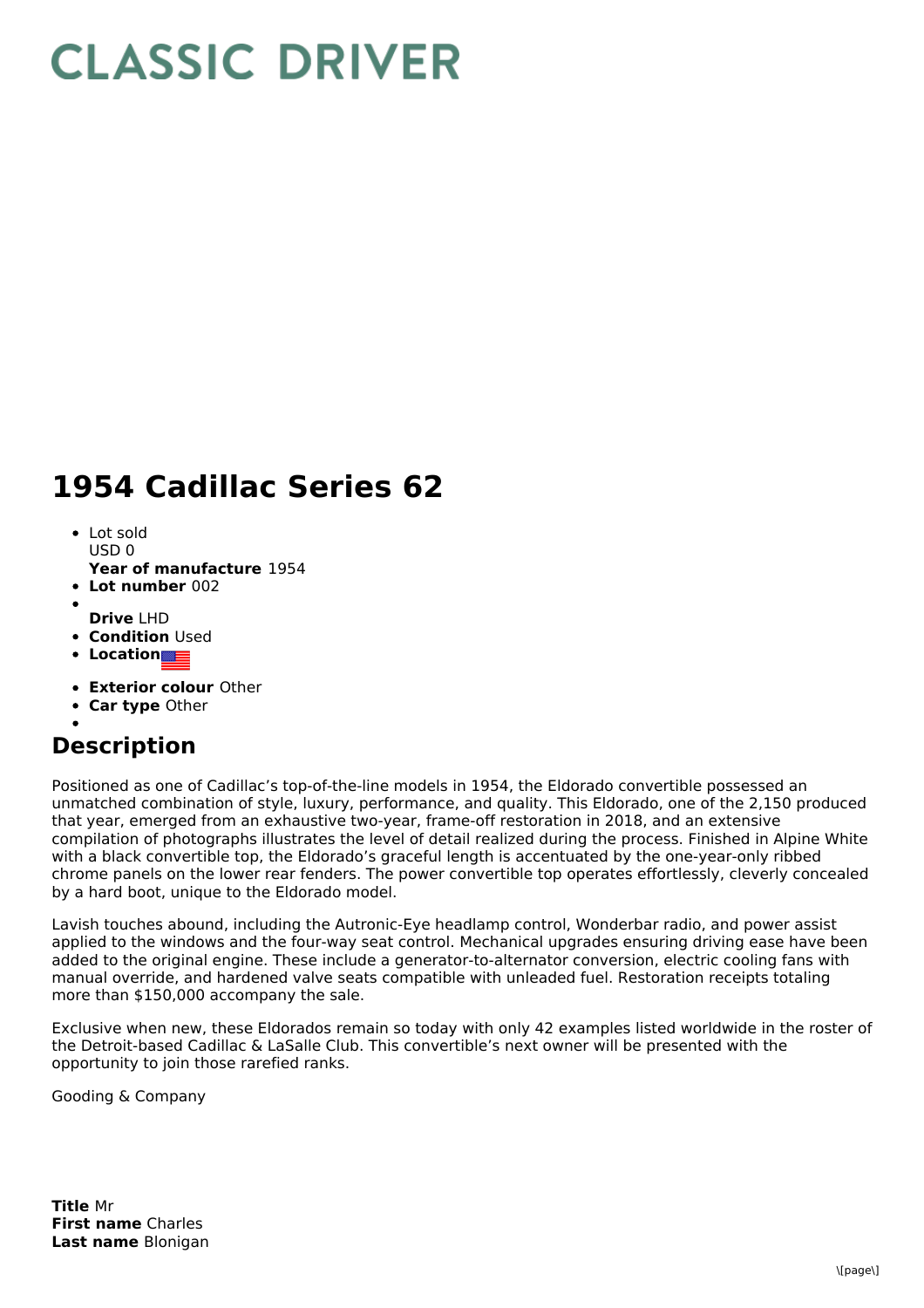# CLASSIC DRIVER

# 1954 Cadillac Series 62

- Lot sold
  USD 0
  **Year of manufacture** 1954
- **Lot number** 002
- 
  **Drive** LHD
- **Condition** Used
- **Location**
- **Exterior colour** Other
- **Car type** Other
- 

## Description

Positioned as one of Cadillac's top-of-the-line models in 1954, the Eldorado convertible possessed an unmatched combination of style, luxury, performance, and quality. This Eldorado, one of the 2,150 produced that year, emerged from an exhaustive two-year, frame-off restoration in 2018, and an extensive compilation of photographs illustrates the level of detail realized during the process. Finished in Alpine White with a black convertible top, the Eldorado's graceful length is accentuated by the one-year-only ribbed chrome panels on the lower rear fenders. The power convertible top operates effortlessly, cleverly concealed by a hard boot, unique to the Eldorado model.

Lavish touches abound, including the Autronic-Eye headlamp control, Wonderbar radio, and power assist applied to the windows and the four-way seat control. Mechanical upgrades ensuring driving ease have been added to the original engine. These include a generator-to-alternator conversion, electric cooling fans with manual override, and hardened valve seats compatible with unleaded fuel. Restoration receipts totaling more than $150,000 accompany the sale.

Exclusive when new, these Eldorados remain so today with only 42 examples listed worldwide in the roster of the Detroit-based Cadillac & LaSalle Club. This convertible's next owner will be presented with the opportunity to join those rarefied ranks.

Gooding & Company

**Title** Mr
**First name** Charles
**Last name** Blonigan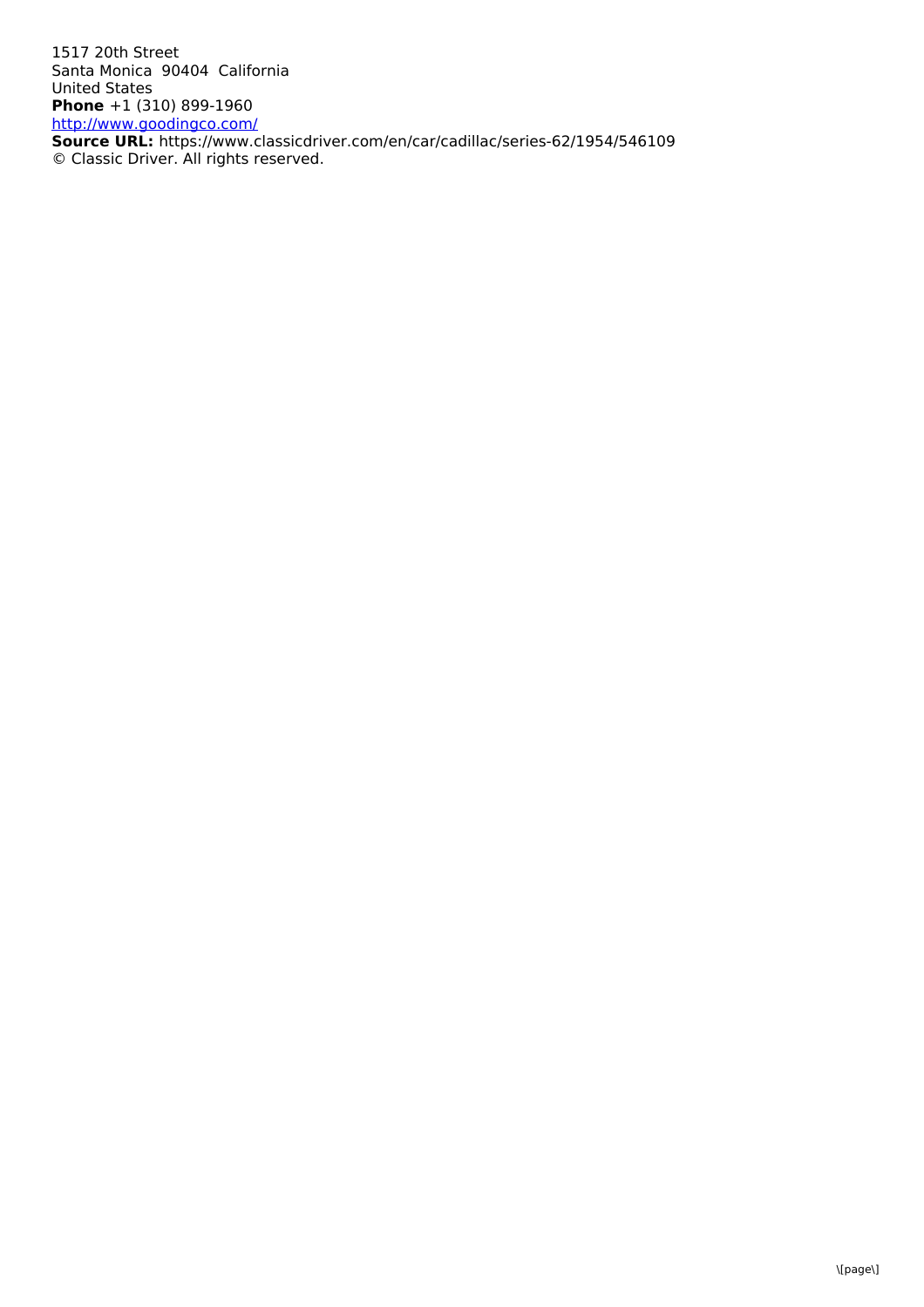1517 20th Street
Santa Monica  90404  California
United States
**Phone** +1 (310) 899-1960
[http://www.goodingco.com/](http://www.goodingco.com/)
**Source URL:** https://www.classicdriver.com/en/car/cadillac/series-62/1954/546109
© Classic Driver. All rights reserved.